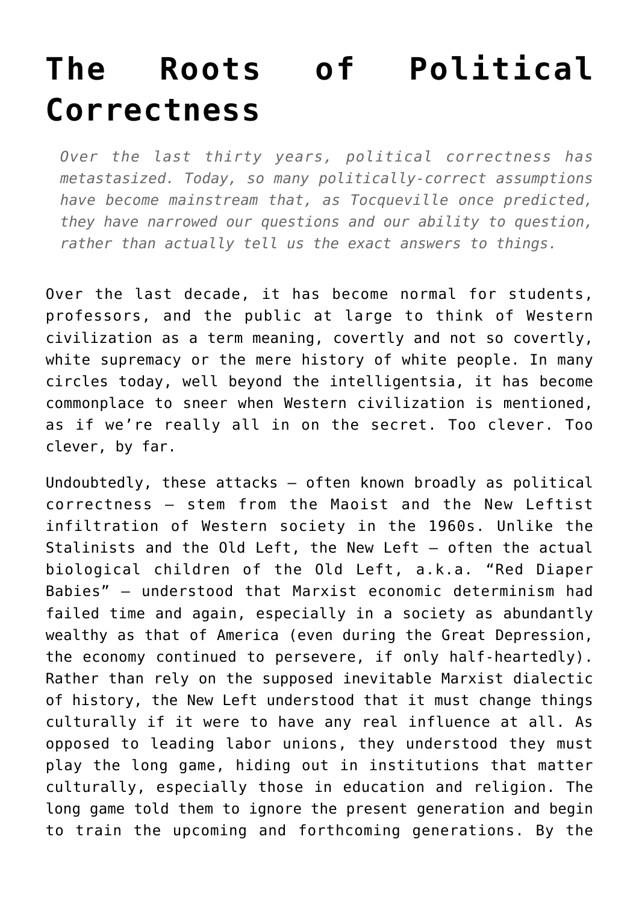# The Roots of Political Correctness

*Over the last thirty years, political correctness has metastasized. Today, so many politically-correct assumptions have become mainstream that, as Tocqueville once predicted, they have narrowed our questions and our ability to question, rather than actually tell us the exact answers to things.*

Over the last decade, it has become normal for students, professors, and the public at large to think of Western civilization as a term meaning, covertly and not so covertly, white supremacy or the mere history of white people. In many circles today, well beyond the intelligentsia, it has become commonplace to sneer when Western civilization is mentioned, as if we're really all in on the secret. Too clever. Too clever, by far.

Undoubtedly, these attacks – often known broadly as political correctness – stem from the Maoist and the New Leftist infiltration of Western society in the 1960s. Unlike the Stalinists and the Old Left, the New Left – often the actual biological children of the Old Left, a.k.a. "Red Diaper Babies" – understood that Marxist economic determinism had failed time and again, especially in a society as abundantly wealthy as that of America (even during the Great Depression, the economy continued to persevere, if only half-heartedly). Rather than rely on the supposed inevitable Marxist dialectic of history, the New Left understood that it must change things culturally if it were to have any real influence at all. As opposed to leading labor unions, they understood they must play the long game, hiding out in institutions that matter culturally, especially those in education and religion. The long game told them to ignore the present generation and begin to train the upcoming and forthcoming generations. By the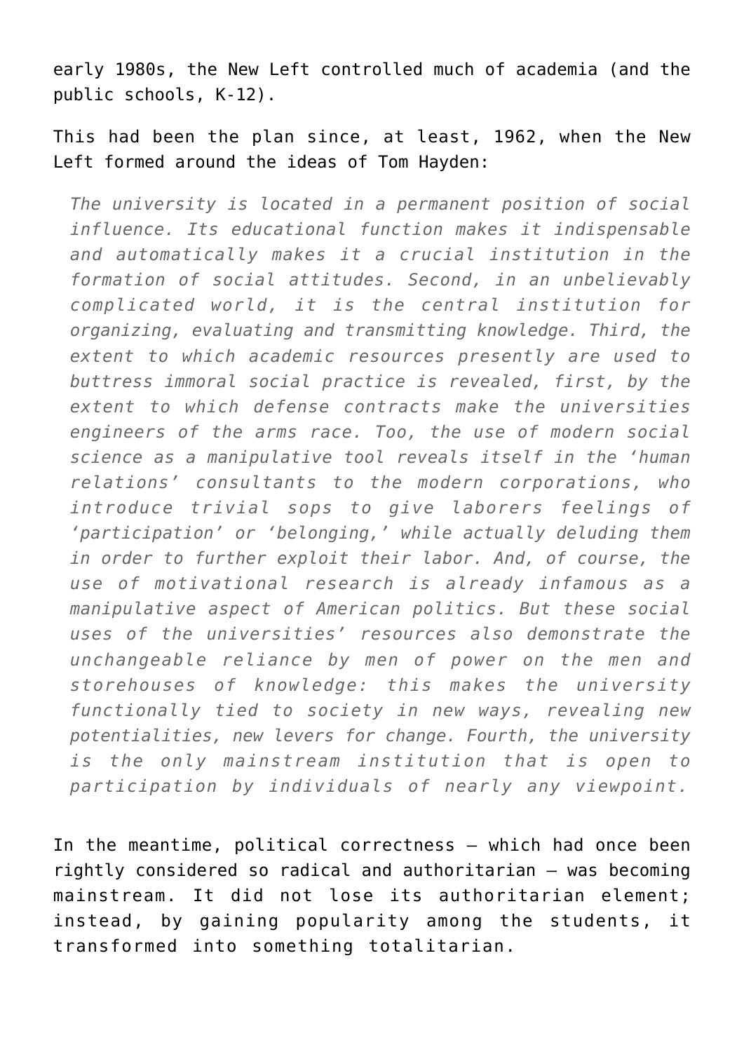early 1980s, the New Left controlled much of academia (and the public schools, K-12).

This had been the plan since, at least, 1962, when the New Left formed around the ideas of Tom Hayden:

> *The university is located in a permanent position of social influence. Its educational function makes it indispensable and automatically makes it a crucial institution in the formation of social attitudes. Second, in an unbelievably complicated world, it is the central institution for organizing, evaluating and transmitting knowledge. Third, the extent to which academic resources presently are used to buttress immoral social practice is revealed, first, by the extent to which defense contracts make the universities engineers of the arms race. Too, the use of modern social science as a manipulative tool reveals itself in the 'human relations' consultants to the modern corporations, who introduce trivial sops to give laborers feelings of 'participation' or 'belonging,' while actually deluding them in order to further exploit their labor. And, of course, the use of motivational research is already infamous as a manipulative aspect of American politics. But these social uses of the universities' resources also demonstrate the unchangeable reliance by men of power on the men and storehouses of knowledge: this makes the university functionally tied to society in new ways, revealing new potentialities, new levers for change. Fourth, the university is the only mainstream institution that is open to participation by individuals of nearly any viewpoint.*

In the meantime, political correctness – which had once been rightly considered so radical and authoritarian – was becoming mainstream. It did not lose its authoritarian element; instead, by gaining popularity among the students, it transformed into something totalitarian.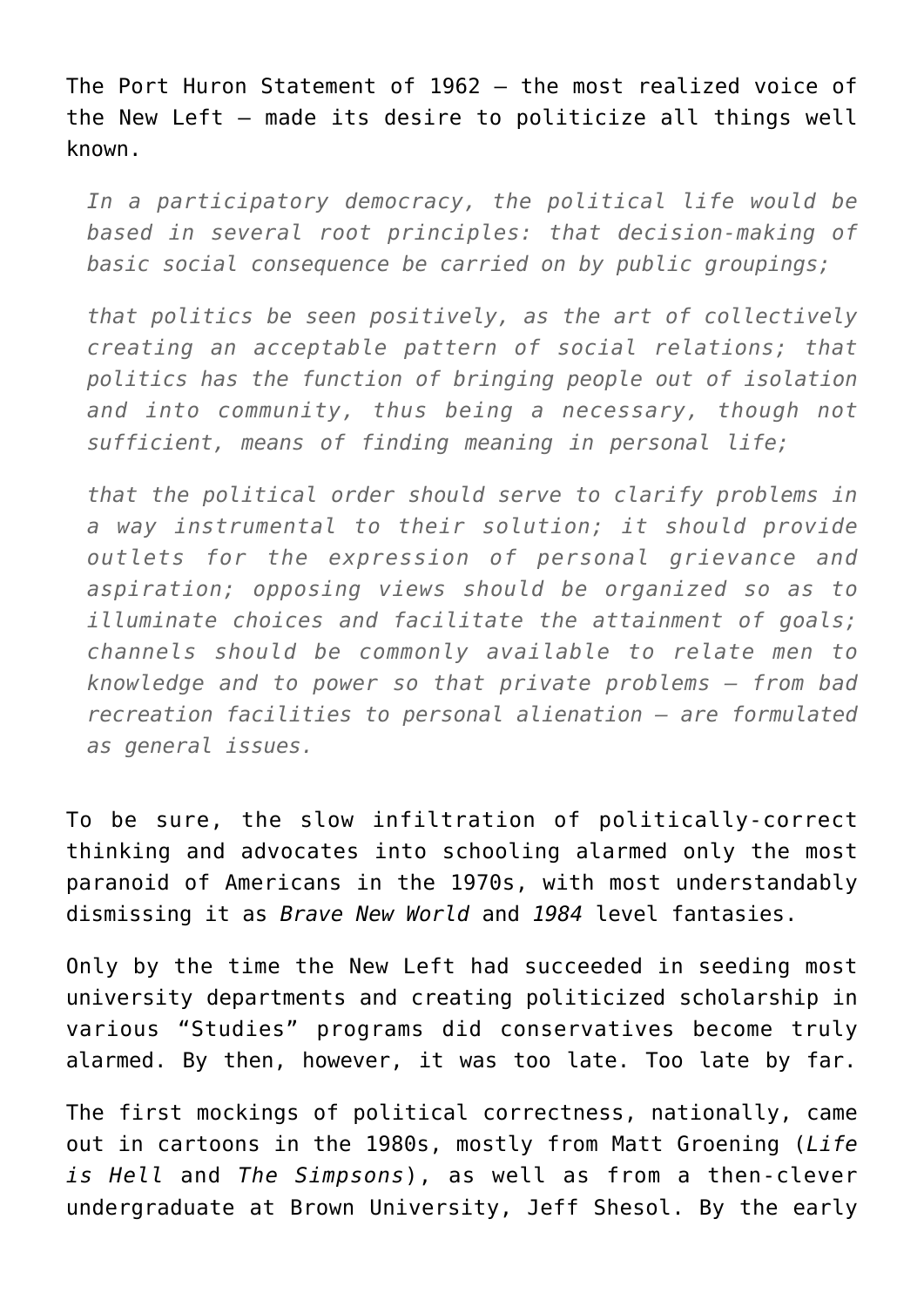The Port Huron Statement of 1962 – the most realized voice of the New Left – made its desire to politicize all things well known.

> *In a participatory democracy, the political life would be based in several root principles: that decision-making of basic social consequence be carried on by public groupings;*
>
> *that politics be seen positively, as the art of collectively creating an acceptable pattern of social relations; that politics has the function of bringing people out of isolation and into community, thus being a necessary, though not sufficient, means of finding meaning in personal life;*
>
> *that the political order should serve to clarify problems in a way instrumental to their solution; it should provide outlets for the expression of personal grievance and aspiration; opposing views should be organized so as to illuminate choices and facilitate the attainment of goals; channels should be commonly available to relate men to knowledge and to power so that private problems – from bad recreation facilities to personal alienation – are formulated as general issues.*

To be sure, the slow infiltration of politically-correct thinking and advocates into schooling alarmed only the most paranoid of Americans in the 1970s, with most understandably dismissing it as *Brave New World* and *1984* level fantasies.

Only by the time the New Left had succeeded in seeding most university departments and creating politicized scholarship in various "Studies" programs did conservatives become truly alarmed. By then, however, it was too late. Too late by far.

The first mockings of political correctness, nationally, came out in cartoons in the 1980s, mostly from Matt Groening (*Life is Hell* and *The Simpsons*), as well as from a then-clever undergraduate at Brown University, Jeff Shesol. By the early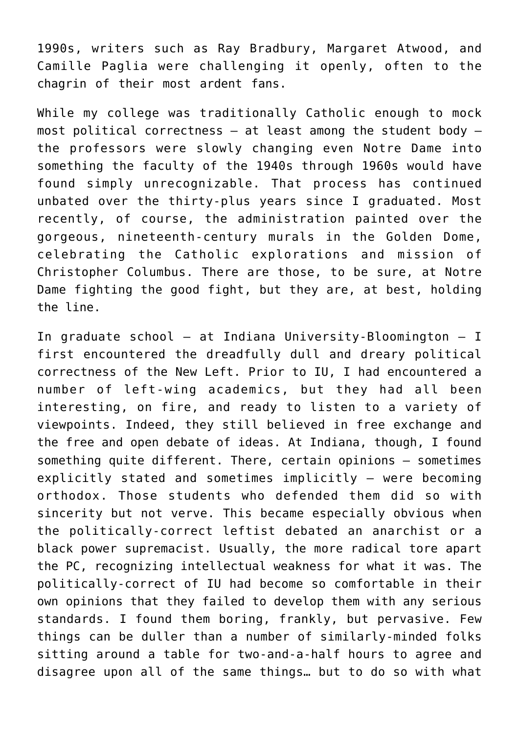1990s, writers such as Ray Bradbury, Margaret Atwood, and Camille Paglia were challenging it openly, often to the chagrin of their most ardent fans.

While my college was traditionally Catholic enough to mock most political correctness – at least among the student body – the professors were slowly changing even Notre Dame into something the faculty of the 1940s through 1960s would have found simply unrecognizable. That process has continued unbated over the thirty-plus years since I graduated. Most recently, of course, the administration painted over the gorgeous, nineteenth-century murals in the Golden Dome, celebrating the Catholic explorations and mission of Christopher Columbus. There are those, to be sure, at Notre Dame fighting the good fight, but they are, at best, holding the line.

In graduate school – at Indiana University-Bloomington – I first encountered the dreadfully dull and dreary political correctness of the New Left. Prior to IU, I had encountered a number of left-wing academics, but they had all been interesting, on fire, and ready to listen to a variety of viewpoints. Indeed, they still believed in free exchange and the free and open debate of ideas. At Indiana, though, I found something quite different. There, certain opinions – sometimes explicitly stated and sometimes implicitly – were becoming orthodox. Those students who defended them did so with sincerity but not verve. This became especially obvious when the politically-correct leftist debated an anarchist or a black power supremacist. Usually, the more radical tore apart the PC, recognizing intellectual weakness for what it was. The politically-correct of IU had become so comfortable in their own opinions that they failed to develop them with any serious standards. I found them boring, frankly, but pervasive. Few things can be duller than a number of similarly-minded folks sitting around a table for two-and-a-half hours to agree and disagree upon all of the same things… but to do so with what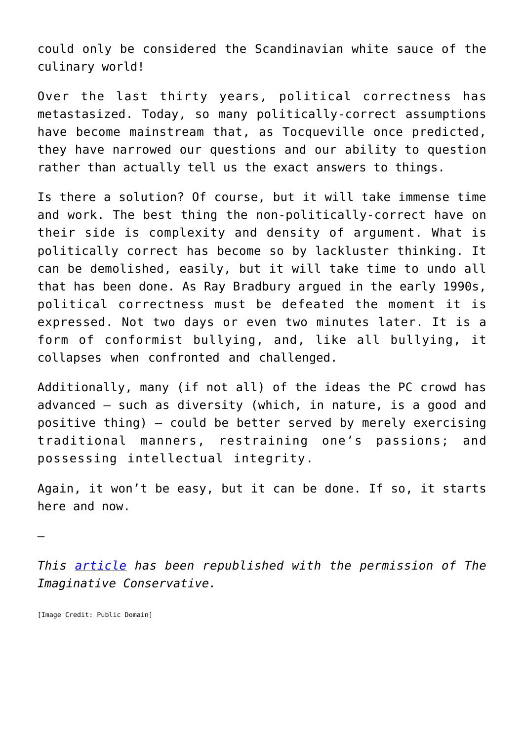could only be considered the Scandinavian white sauce of the culinary world!

Over the last thirty years, political correctness has metastasized. Today, so many politically-correct assumptions have become mainstream that, as Tocqueville once predicted, they have narrowed our questions and our ability to question rather than actually tell us the exact answers to things.

Is there a solution? Of course, but it will take immense time and work. The best thing the non-politically-correct have on their side is complexity and density of argument. What is politically correct has become so by lackluster thinking. It can be demolished, easily, but it will take time to undo all that has been done. As Ray Bradbury argued in the early 1990s, political correctness must be defeated the moment it is expressed. Not two days or even two minutes later. It is a form of conformist bullying, and, like all bullying, it collapses when confronted and challenged.

Additionally, many (if not all) of the ideas the PC crowd has advanced – such as diversity (which, in nature, is a good and positive thing) – could be better served by merely exercising traditional manners, restraining one's passions; and possessing intellectual integrity.

Again, it won't be easy, but it can be done. If so, it starts here and now.

—

*This article has been republished with the permission of The Imaginative Conservative.*

[Image Credit: Public Domain]